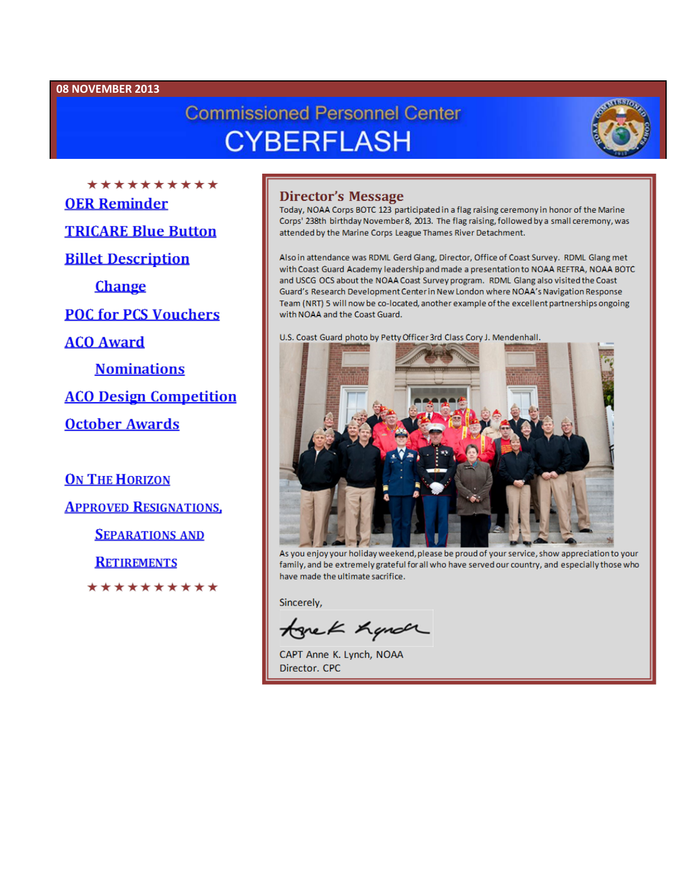08 NOVEMBER 2013

# Commissioned Personnel Center
# CYBERFLASH

★★★★★★★★★★

OER Reminder

TRICARE Blue Button

Billet Description Change

POC for PCS Vouchers

ACO Award Nominations

ACO Design Competition

October Awards

ON THE HORIZON

APPROVED RESIGNATIONS, SEPARATIONS AND RETIREMENTS

★★★★★★★★★★

## Director's Message

Today, NOAA Corps BOTC 123 participated in a flag raising ceremony in honor of the Marine Corps' 238th birthday November 8, 2013. The flag raising, followed by a small ceremony, was attended by the Marine Corps League Thames River Detachment.

Also in attendance was RDML Gerd Glang, Director, Office of Coast Survey. RDML Glang met with Coast Guard Academy leadership and made a presentation to NOAA REFTRA, NOAA BOTC and USCG OCS about the NOAA Coast Survey program. RDML Glang also visited the Coast Guard's Research Development Center in New London where NOAA's Navigation Response Team (NRT) 5 will now be co-located, another example of the excellent partnerships ongoing with NOAA and the Coast Guard.

U.S. Coast Guard photo by Petty Officer 3rd Class Cory J. Mendenhall.

As you enjoy your holiday weekend, please be proud of your service, show appreciation to your family, and be extremely grateful for all who have served our country, and especially those who have made the ultimate sacrifice.

Sincerely,

CAPT Anne K. Lynch, NOAA
Director. CPC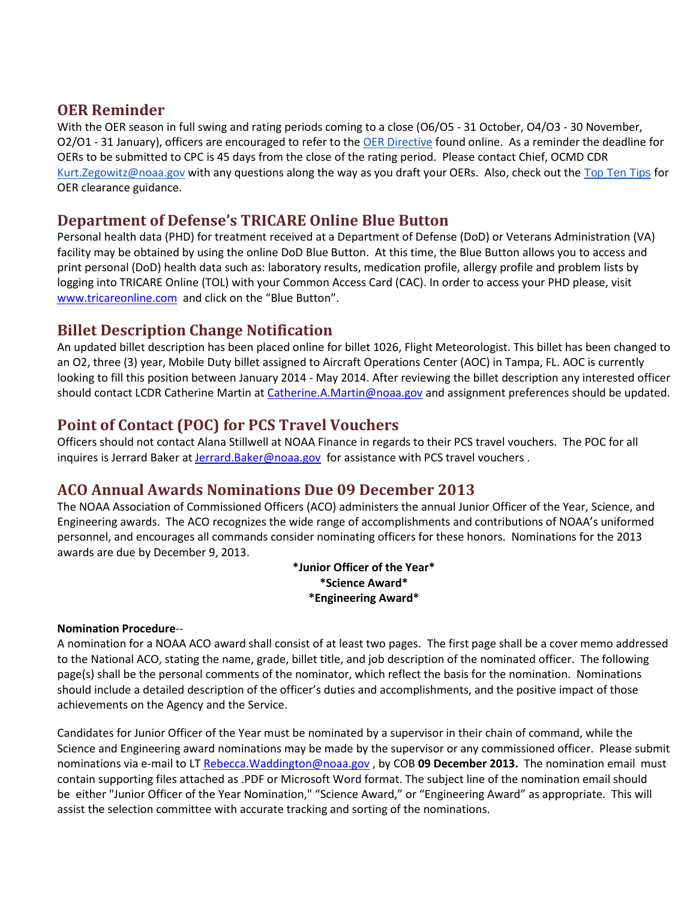## OER Reminder

With the OER season in full swing and rating periods coming to a close (O6/O5 - 31 October, O4/O3 - 30 November, O2/O1 - 31 January), officers are encouraged to refer to the OER Directive found online. As a reminder the deadline for OERs to be submitted to CPC is 45 days from the close of the rating period. Please contact Chief, OCMD CDR Kurt.Zegowitz@noaa.gov with any questions along the way as you draft your OERs. Also, check out the Top Ten Tips for OER clearance guidance.

## Department of Defense's TRICARE Online Blue Button

Personal health data (PHD) for treatment received at a Department of Defense (DoD) or Veterans Administration (VA) facility may be obtained by using the online DoD Blue Button. At this time, the Blue Button allows you to access and print personal (DoD) health data such as: laboratory results, medication profile, allergy profile and problem lists by logging into TRICARE Online (TOL) with your Common Access Card (CAC). In order to access your PHD please, visit www.tricareonline.com and click on the "Blue Button".

## Billet Description Change Notification

An updated billet description has been placed online for billet 1026, Flight Meteorologist. This billet has been changed to an O2, three (3) year, Mobile Duty billet assigned to Aircraft Operations Center (AOC) in Tampa, FL. AOC is currently looking to fill this position between January 2014 - May 2014. After reviewing the billet description any interested officer should contact LCDR Catherine Martin at Catherine.A.Martin@noaa.gov and assignment preferences should be updated.

## Point of Contact (POC) for PCS Travel Vouchers

Officers should not contact Alana Stillwell at NOAA Finance in regards to their PCS travel vouchers. The POC for all inquires is Jerrard Baker at Jerrard.Baker@noaa.gov for assistance with PCS travel vouchers .

## ACO Annual Awards Nominations Due 09 December 2013

The NOAA Association of Commissioned Officers (ACO) administers the annual Junior Officer of the Year, Science, and Engineering awards. The ACO recognizes the wide range of accomplishments and contributions of NOAA's uniformed personnel, and encourages all commands consider nominating officers for these honors. Nominations for the 2013 awards are due by December 9, 2013.

**\*Junior Officer of the Year\***
**\*Science Award\***
**\*Engineering Award\***

**Nomination Procedure**--

A nomination for a NOAA ACO award shall consist of at least two pages. The first page shall be a cover memo addressed to the National ACO, stating the name, grade, billet title, and job description of the nominated officer. The following page(s) shall be the personal comments of the nominator, which reflect the basis for the nomination. Nominations should include a detailed description of the officer's duties and accomplishments, and the positive impact of those achievements on the Agency and the Service.

Candidates for Junior Officer of the Year must be nominated by a supervisor in their chain of command, while the Science and Engineering award nominations may be made by the supervisor or any commissioned officer. Please submit nominations via e-mail to LT Rebecca.Waddington@noaa.gov , by COB **09 December 2013.** The nomination email must contain supporting files attached as .PDF or Microsoft Word format. The subject line of the nomination email should be either "Junior Officer of the Year Nomination," "Science Award," or "Engineering Award" as appropriate. This will assist the selection committee with accurate tracking and sorting of the nominations.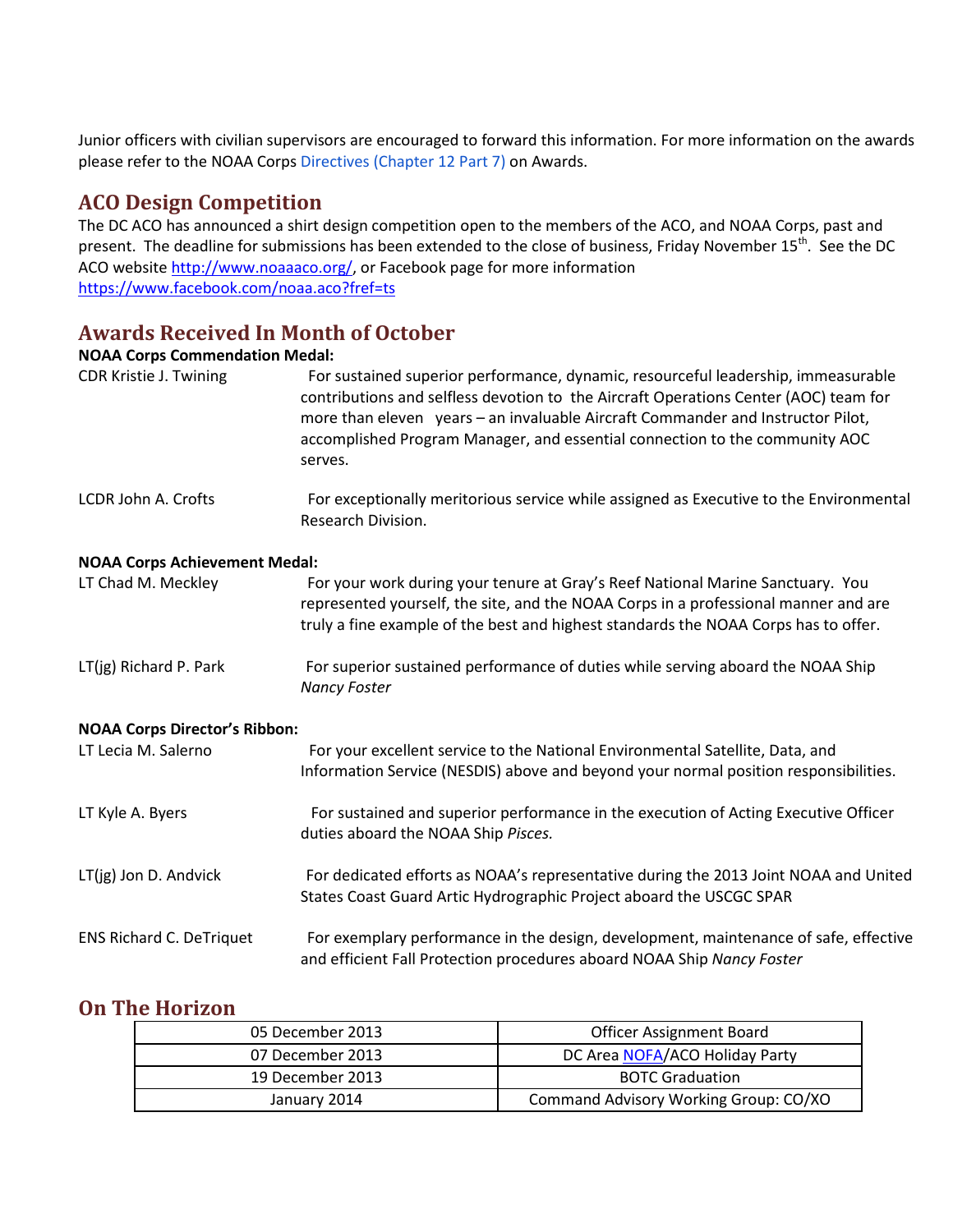Junior officers with civilian supervisors are encouraged to forward this information. For more information on the awards please refer to the NOAA Corps Directives (Chapter 12 Part 7) on Awards.

## ACO Design Competition

The DC ACO has announced a shirt design competition open to the members of the ACO, and NOAA Corps, past and present. The deadline for submissions has been extended to the close of business, Friday November 15th. See the DC ACO website http://www.noaaaco.org/, or Facebook page for more information https://www.facebook.com/noaa.aco?fref=ts

## Awards Received In Month of October

**NOAA Corps Commendation Medal:**

CDR Kristie J. Twining — For sustained superior performance, dynamic, resourceful leadership, immeasurable contributions and selfless devotion to the Aircraft Operations Center (AOC) team for more than eleven years – an invaluable Aircraft Commander and Instructor Pilot, accomplished Program Manager, and essential connection to the community AOC serves.

LCDR John A. Crofts — For exceptionally meritorious service while assigned as Executive to the Environmental Research Division.

**NOAA Corps Achievement Medal:**

LT Chad M. Meckley — For your work during your tenure at Gray's Reef National Marine Sanctuary. You represented yourself, the site, and the NOAA Corps in a professional manner and are truly a fine example of the best and highest standards the NOAA Corps has to offer.

LT(jg) Richard P. Park — For superior sustained performance of duties while serving aboard the NOAA Ship *Nancy Foster*

**NOAA Corps Director's Ribbon:**

LT Lecia M. Salerno — For your excellent service to the National Environmental Satellite, Data, and Information Service (NESDIS) above and beyond your normal position responsibilities.

LT Kyle A. Byers — For sustained and superior performance in the execution of Acting Executive Officer duties aboard the NOAA Ship *Pisces.*

LT(jg) Jon D. Andvick — For dedicated efforts as NOAA's representative during the 2013 Joint NOAA and United States Coast Guard Artic Hydrographic Project aboard the USCGC SPAR

ENS Richard C. DeTriquet — For exemplary performance in the design, development, maintenance of safe, effective and efficient Fall Protection procedures aboard NOAA Ship *Nancy Foster*

## On The Horizon

| Date | Event |
|---|---|
| 05 December 2013 | Officer Assignment Board |
| 07 December 2013 | DC Area NOFA/ACO Holiday Party |
| 19 December 2013 | BOTC Graduation |
| January 2014 | Command Advisory Working Group: CO/XO |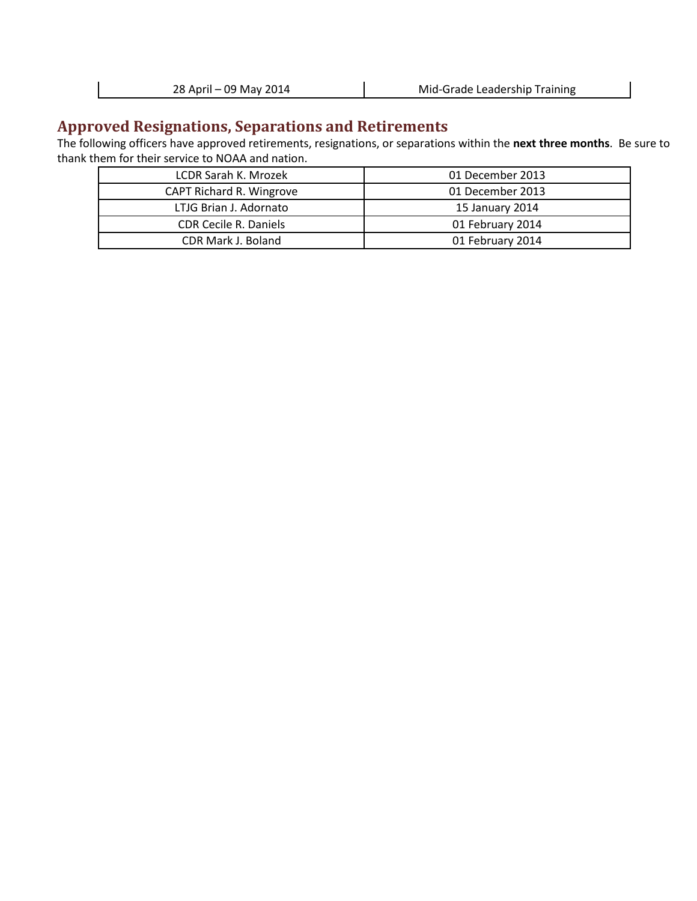| | |
|---|---|
| 28 April – 09 May 2014 | Mid-Grade Leadership Training |

## Approved Resignations, Separations and Retirements

The following officers have approved retirements, resignations, or separations within the **next three months**. Be sure to thank them for their service to NOAA and nation.

| | |
|---|---|
| LCDR Sarah K. Mrozek | 01 December 2013 |
| CAPT Richard R. Wingrove | 01 December 2013 |
| LTJG Brian J. Adornato | 15 January 2014 |
| CDR Cecile R. Daniels | 01 February 2014 |
| CDR Mark J. Boland | 01 February 2014 |